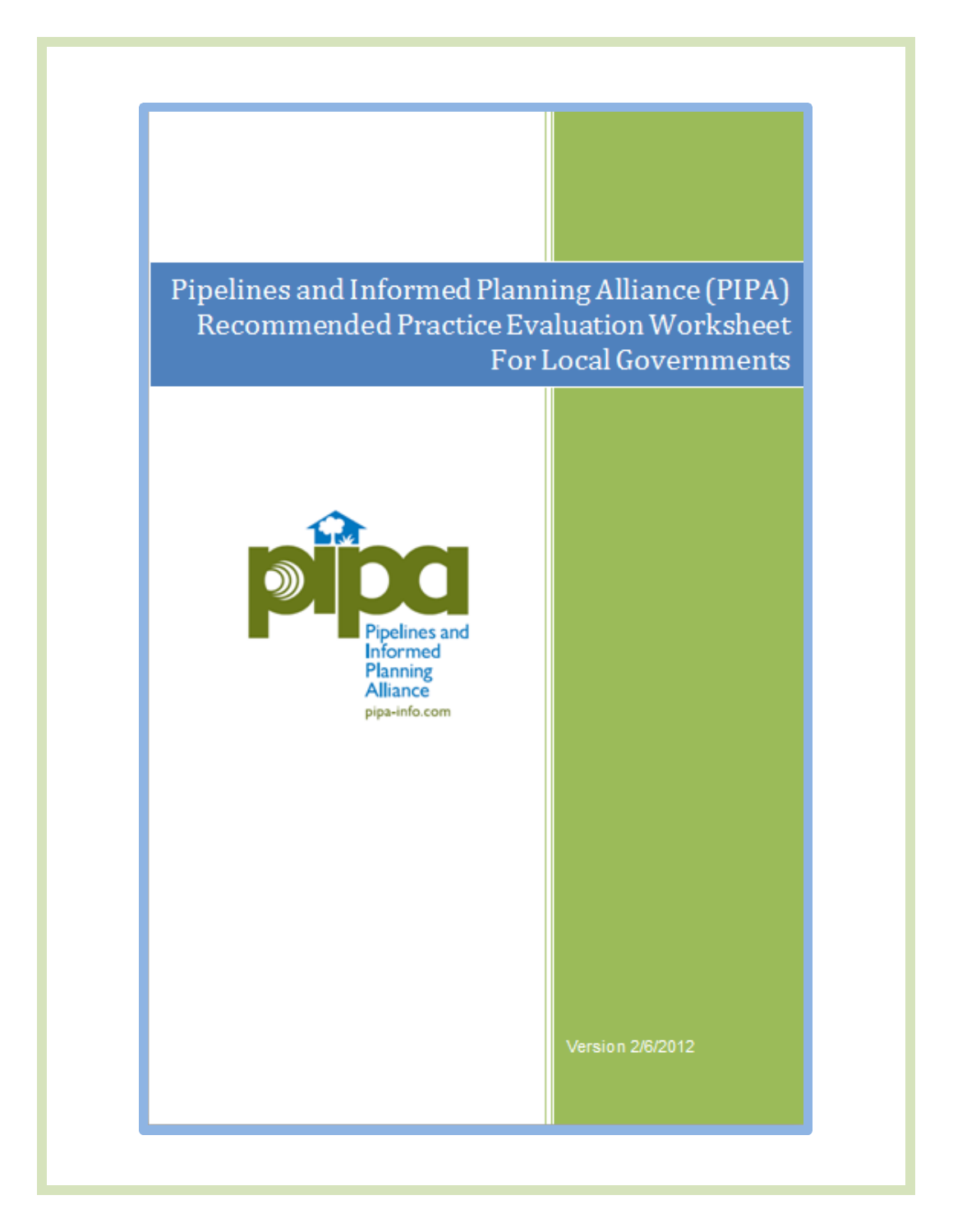# Pipelines and Informed Planning Alliance (PIPA) Recommended Practice Evaluation Worksheet For Local Governments

pipa

Pipelines and Informed Planning Alliance

pipa-info.com

Version 2/6/2012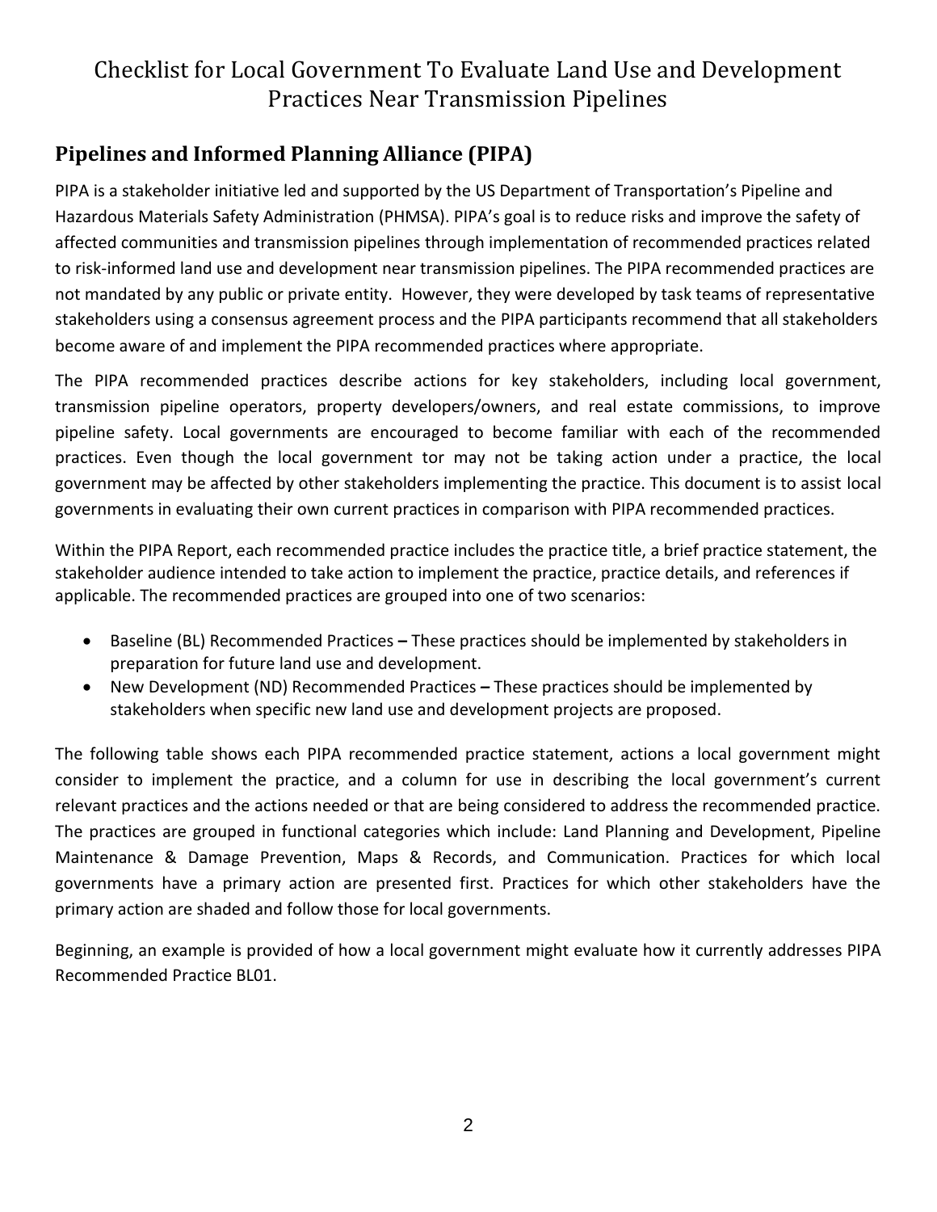# Checklist for Local Government To Evaluate Land Use and Development Practices Near Transmission Pipelines

## Pipelines and Informed Planning Alliance (PIPA)

PIPA is a stakeholder initiative led and supported by the US Department of Transportation's Pipeline and Hazardous Materials Safety Administration (PHMSA). PIPA's goal is to reduce risks and improve the safety of affected communities and transmission pipelines through implementation of recommended practices related to risk-informed land use and development near transmission pipelines. The PIPA recommended practices are not mandated by any public or private entity. However, they were developed by task teams of representative stakeholders using a consensus agreement process and the PIPA participants recommend that all stakeholders become aware of and implement the PIPA recommended practices where appropriate.

The PIPA recommended practices describe actions for key stakeholders, including local government, transmission pipeline operators, property developers/owners, and real estate commissions, to improve pipeline safety. Local governments are encouraged to become familiar with each of the recommended practices. Even though the local government tor may not be taking action under a practice, the local government may be affected by other stakeholders implementing the practice. This document is to assist local governments in evaluating their own current practices in comparison with PIPA recommended practices.

Within the PIPA Report, each recommended practice includes the practice title, a brief practice statement, the stakeholder audience intended to take action to implement the practice, practice details, and references if applicable. The recommended practices are grouped into one of two scenarios:

- Baseline (BL) Recommended Practices **–** These practices should be implemented by stakeholders in preparation for future land use and development.
- New Development (ND) Recommended Practices **–** These practices should be implemented by stakeholders when specific new land use and development projects are proposed.

The following table shows each PIPA recommended practice statement, actions a local government might consider to implement the practice, and a column for use in describing the local government's current relevant practices and the actions needed or that are being considered to address the recommended practice. The practices are grouped in functional categories which include: Land Planning and Development, Pipeline Maintenance & Damage Prevention, Maps & Records, and Communication. Practices for which local governments have a primary action are presented first. Practices for which other stakeholders have the primary action are shaded and follow those for local governments.

Beginning, an example is provided of how a local government might evaluate how it currently addresses PIPA Recommended Practice BL01.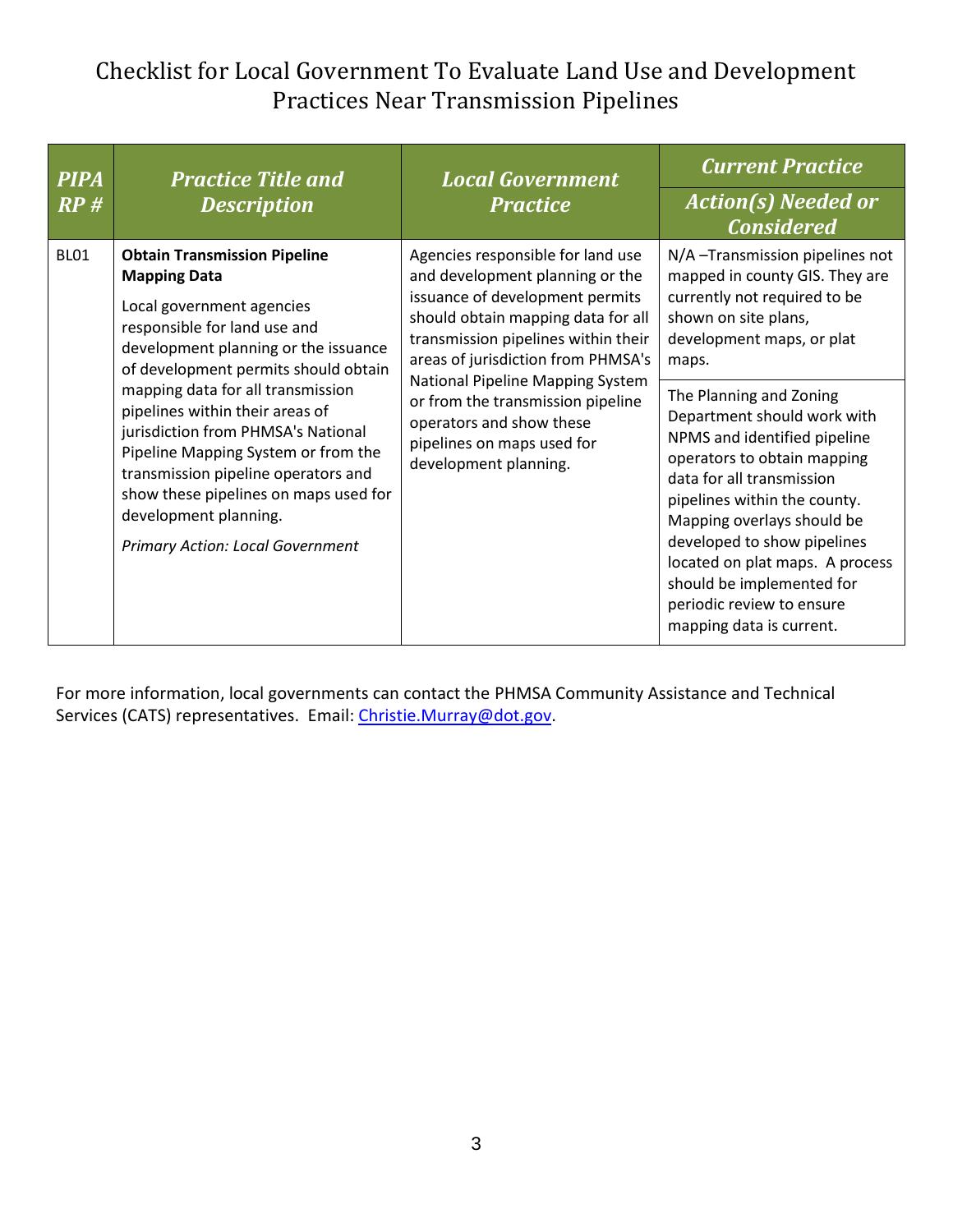# Checklist for Local Government To Evaluate Land Use and Development Practices Near Transmission Pipelines

| *PIPA RP #* | *Practice Title and Description* | *Local Government Practice* | *Current Practice* / *Action(s) Needed or Considered* |
|---|---|---|---|
| BL01 | **Obtain Transmission Pipeline Mapping Data**<br><br>Local government agencies responsible for land use and development planning or the issuance of development permits should obtain mapping data for all transmission pipelines within their areas of jurisdiction from PHMSA's National Pipeline Mapping System or from the transmission pipeline operators and show these pipelines on maps used for development planning.<br><br>*Primary Action: Local Government* | Agencies responsible for land use and development planning or the issuance of development permits should obtain mapping data for all transmission pipelines within their areas of jurisdiction from PHMSA's National Pipeline Mapping System or from the transmission pipeline operators and show these pipelines on maps used for development planning. | N/A –Transmission pipelines not mapped in county GIS. They are currently not required to be shown on site plans, development maps, or plat maps.<br><br>The Planning and Zoning Department should work with NPMS and identified pipeline operators to obtain mapping data for all transmission pipelines within the county. Mapping overlays should be developed to show pipelines located on plat maps. A process should be implemented for periodic review to ensure mapping data is current. |

For more information, local governments can contact the PHMSA Community Assistance and Technical Services (CATS) representatives. Email: Christie.Murray@dot.gov.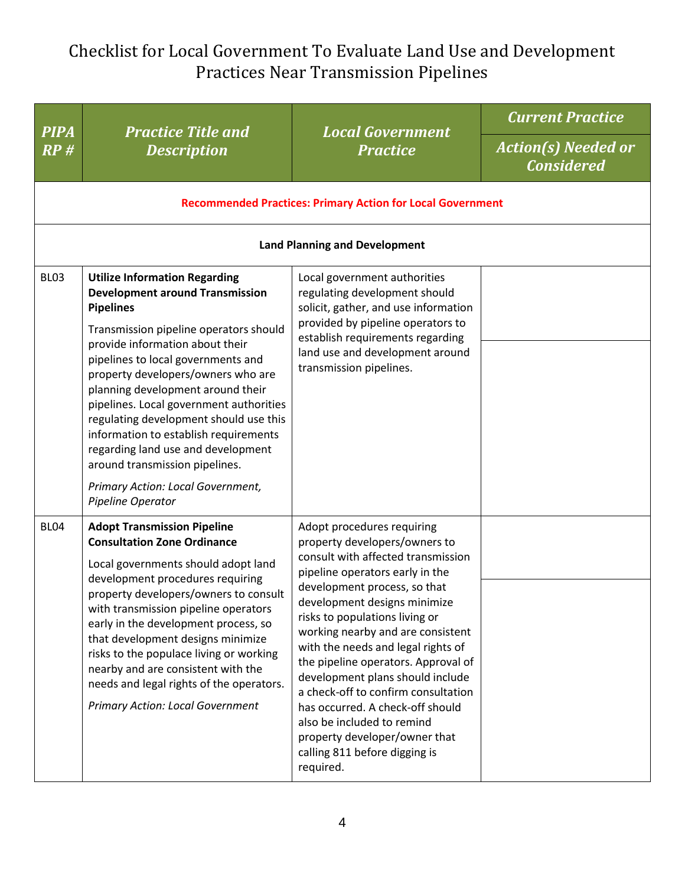# Checklist for Local Government To Evaluate Land Use and Development Practices Near Transmission Pipelines

| PIPA RP # | Practice Title and Description | Local Government Practice | Current Practice / Action(s) Needed or Considered |
|---|---|---|---|
| | **Recommended Practices: Primary Action for Local Government** | | |
| | **Land Planning and Development** | | |
| BL03 | **Utilize Information Regarding Development around Transmission Pipelines**<br><br>Transmission pipeline operators should provide information about their pipelines to local governments and property developers/owners who are planning development around their pipelines. Local government authorities regulating development should use this information to establish requirements regarding land use and development around transmission pipelines.<br><br>*Primary Action: Local Government, Pipeline Operator* | Local government authorities regulating development should solicit, gather, and use information provided by pipeline operators to establish requirements regarding land use and development around transmission pipelines. | |
| BL04 | **Adopt Transmission Pipeline Consultation Zone Ordinance**<br><br>Local governments should adopt land development procedures requiring property developers/owners to consult with transmission pipeline operators early in the development process, so that development designs minimize risks to the populace living or working nearby and are consistent with the needs and legal rights of the operators.<br><br>*Primary Action: Local Government* | Adopt procedures requiring property developers/owners to consult with affected transmission pipeline operators early in the development process, so that development designs minimize risks to populations living or working nearby and are consistent with the needs and legal rights of the pipeline operators. Approval of development plans should include a check-off to confirm consultation has occurred. A check-off should also be included to remind property developer/owner that calling 811 before digging is required. | |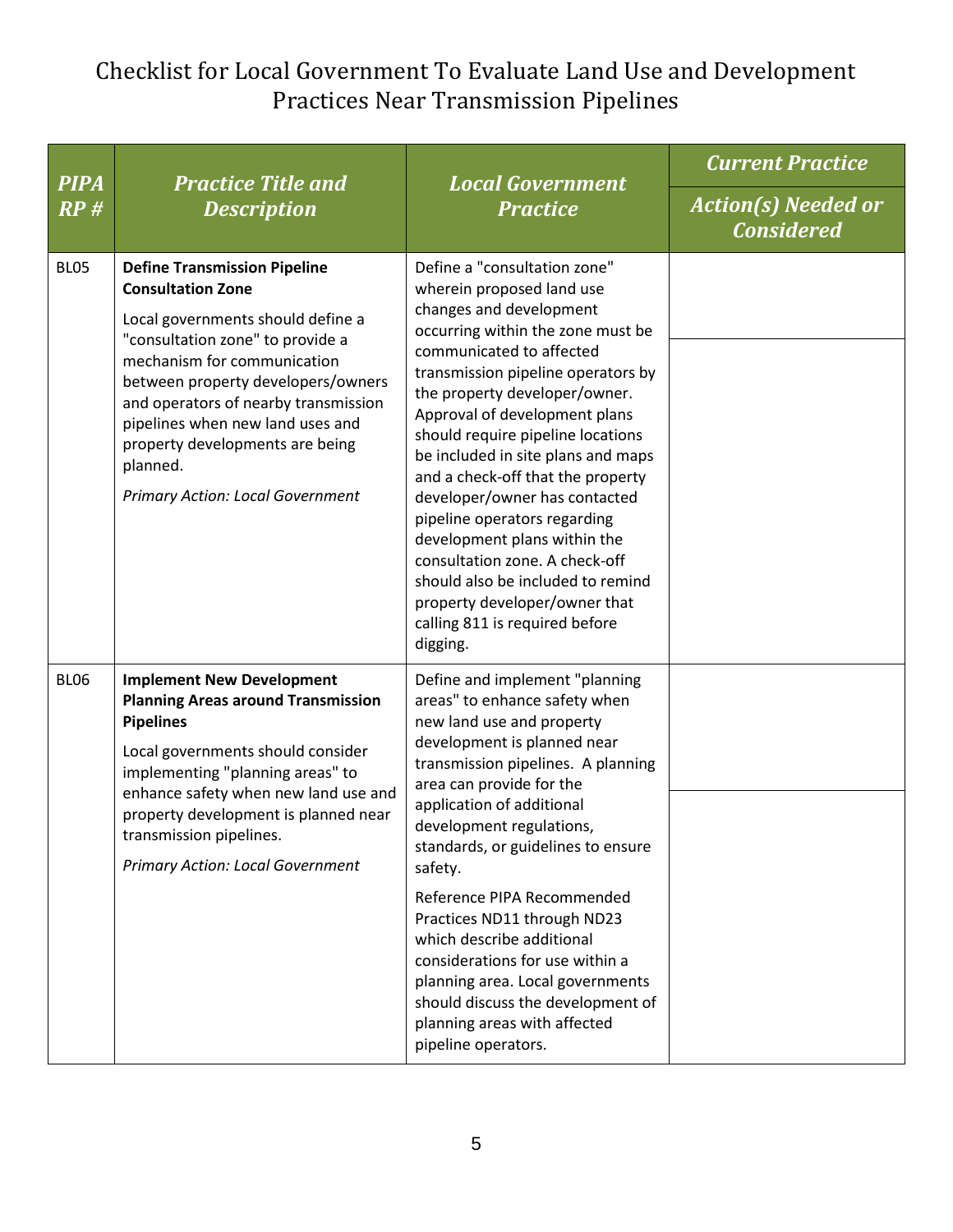# Checklist for Local Government To Evaluate Land Use and Development Practices Near Transmission Pipelines

| *PIPA RP #* | *Practice Title and Description* | *Local Government Practice* | *Current Practice* / *Action(s) Needed or Considered* |
|---|---|---|---|
| BL05 | **Define Transmission Pipeline Consultation Zone**<br><br>Local governments should define a "consultation zone" to provide a mechanism for communication between property developers/owners and operators of nearby transmission pipelines when new land uses and property developments are being planned.<br><br>*Primary Action: Local Government* | Define a "consultation zone" wherein proposed land use changes and development occurring within the zone must be communicated to affected transmission pipeline operators by the property developer/owner. Approval of development plans should require pipeline locations be included in site plans and maps and a check-off that the property developer/owner has contacted pipeline operators regarding development plans within the consultation zone. A check-off should also be included to remind property developer/owner that calling 811 is required before digging. | |
| BL06 | **Implement New Development Planning Areas around Transmission Pipelines**<br><br>Local governments should consider implementing "planning areas" to enhance safety when new land use and property development is planned near transmission pipelines.<br><br>*Primary Action: Local Government* | Define and implement "planning areas" to enhance safety when new land use and property development is planned near transmission pipelines. A planning area can provide for the application of additional development regulations, standards, or guidelines to ensure safety.<br><br>Reference PIPA Recommended Practices ND11 through ND23 which describe additional considerations for use within a planning area. Local governments should discuss the development of planning areas with affected pipeline operators. | |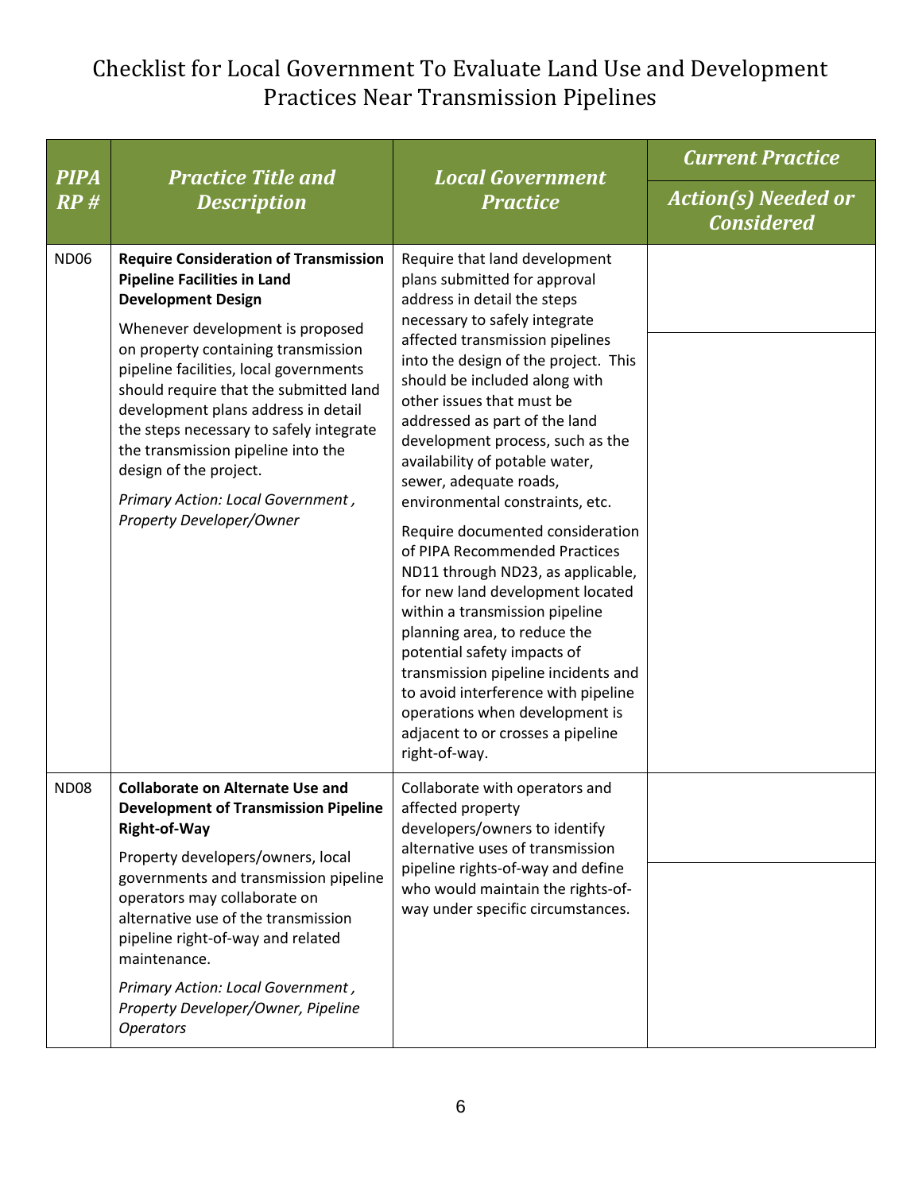# Checklist for Local Government To Evaluate Land Use and Development Practices Near Transmission Pipelines

| PIPA RP # | Practice Title and Description | Local Government Practice | Current Practice / Action(s) Needed or Considered |
|---|---|---|---|
| ND06 | **Require Consideration of Transmission Pipeline Facilities in Land Development Design**<br>Whenever development is proposed on property containing transmission pipeline facilities, local governments should require that the submitted land development plans address in detail the steps necessary to safely integrate the transmission pipeline into the design of the project.<br>*Primary Action: Local Government , Property Developer/Owner* | Require that land development plans submitted for approval address in detail the steps necessary to safely integrate affected transmission pipelines into the design of the project. This should be included along with other issues that must be addressed as part of the land development process, such as the availability of potable water, sewer, adequate roads, environmental constraints, etc.<br>Require documented consideration of PIPA Recommended Practices ND11 through ND23, as applicable, for new land development located within a transmission pipeline planning area, to reduce the potential safety impacts of transmission pipeline incidents and to avoid interference with pipeline operations when development is adjacent to or crosses a pipeline right-of-way. | |
| ND08 | **Collaborate on Alternate Use and Development of Transmission Pipeline Right-of-Way**<br>Property developers/owners, local governments and transmission pipeline operators may collaborate on alternative use of the transmission pipeline right-of-way and related maintenance.<br>*Primary Action: Local Government , Property Developer/Owner, Pipeline Operators* | Collaborate with operators and affected property developers/owners to identify alternative uses of transmission pipeline rights-of-way and define who would maintain the rights-of-way under specific circumstances. | |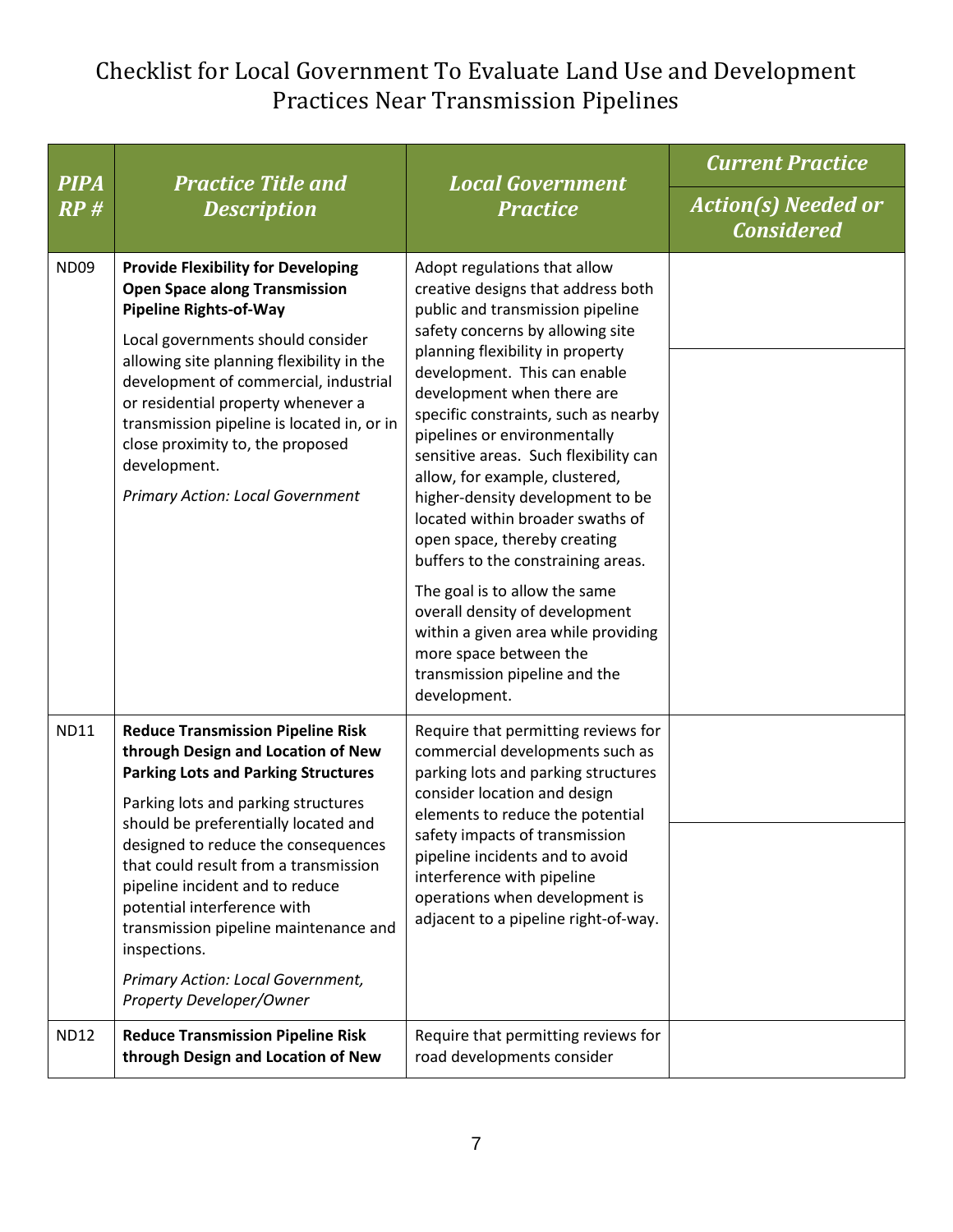# Checklist for Local Government To Evaluate Land Use and Development Practices Near Transmission Pipelines

| PIPA RP # | Practice Title and Description | Local Government Practice | Current Practice / Action(s) Needed or Considered |
|---|---|---|---|
| ND09 | **Provide Flexibility for Developing Open Space along Transmission Pipeline Rights-of-Way**<br><br>Local governments should consider allowing site planning flexibility in the development of commercial, industrial or residential property whenever a transmission pipeline is located in, or in close proximity to, the proposed development.<br><br>*Primary Action: Local Government* | Adopt regulations that allow creative designs that address both public and transmission pipeline safety concerns by allowing site planning flexibility in property development. This can enable development when there are specific constraints, such as nearby pipelines or environmentally sensitive areas. Such flexibility can allow, for example, clustered, higher-density development to be located within broader swaths of open space, thereby creating buffers to the constraining areas.<br><br>The goal is to allow the same overall density of development within a given area while providing more space between the transmission pipeline and the development. | |
| ND11 | **Reduce Transmission Pipeline Risk through Design and Location of New Parking Lots and Parking Structures**<br><br>Parking lots and parking structures should be preferentially located and designed to reduce the consequences that could result from a transmission pipeline incident and to reduce potential interference with transmission pipeline maintenance and inspections.<br><br>*Primary Action: Local Government, Property Developer/Owner* | Require that permitting reviews for commercial developments such as parking lots and parking structures consider location and design elements to reduce the potential safety impacts of transmission pipeline incidents and to avoid interference with pipeline operations when development is adjacent to a pipeline right-of-way. | |
| ND12 | **Reduce Transmission Pipeline Risk through Design and Location of New** | Require that permitting reviews for road developments consider | |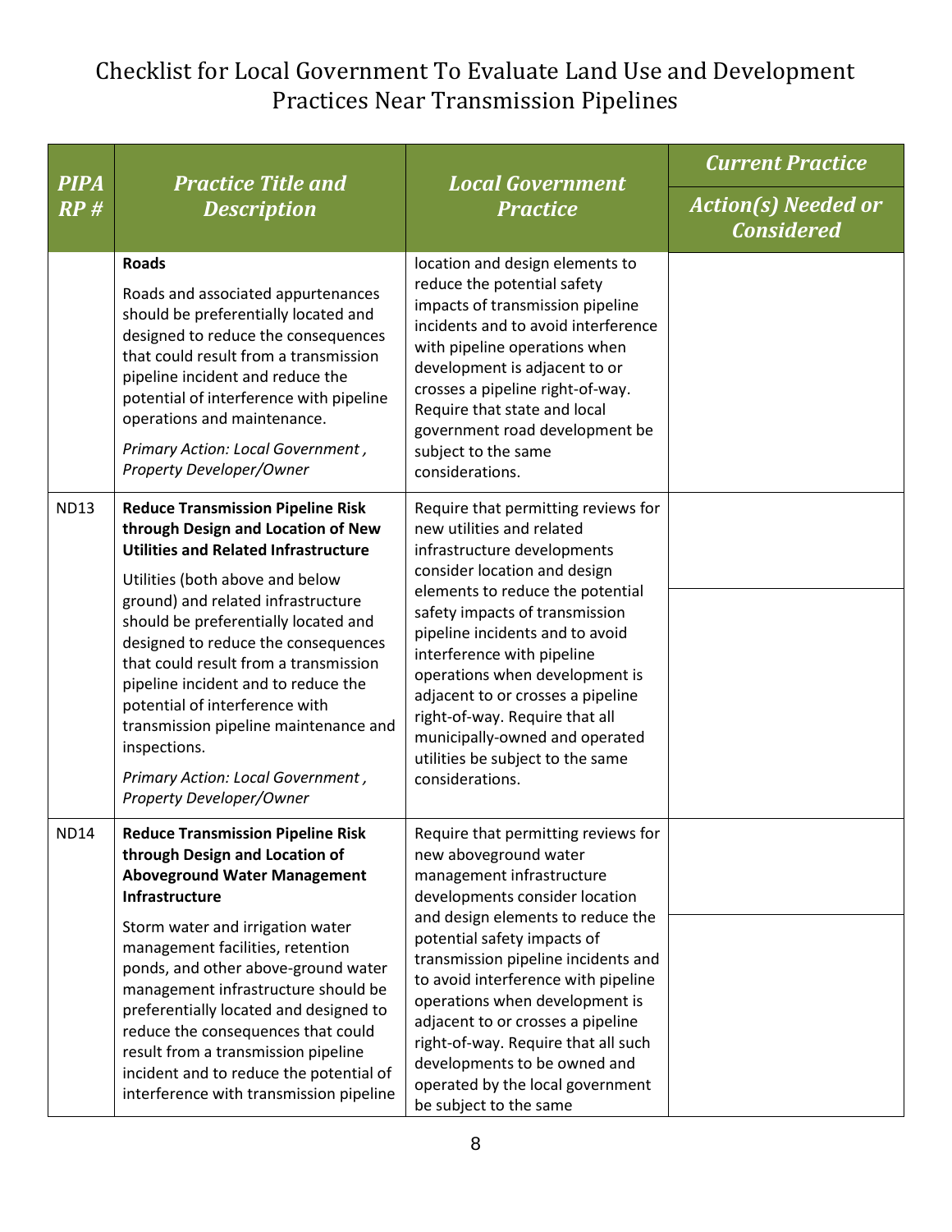# Checklist for Local Government To Evaluate Land Use and Development Practices Near Transmission Pipelines

| PIPA RP # | Practice Title and Description | Local Government Practice | Current Practice |
|---|---|---|---|
| | | | Action(s) Needed or Considered |
| | **Roads**<br><br>Roads and associated appurtenances should be preferentially located and designed to reduce the consequences that could result from a transmission pipeline incident and reduce the potential of interference with pipeline operations and maintenance.<br><br>*Primary Action: Local Government , Property Developer/Owner* | location and design elements to reduce the potential safety impacts of transmission pipeline incidents and to avoid interference with pipeline operations when development is adjacent to or crosses a pipeline right-of-way. Require that state and local government road development be subject to the same considerations. | |
| ND13 | **Reduce Transmission Pipeline Risk through Design and Location of New Utilities and Related Infrastructure**<br><br>Utilities (both above and below ground) and related infrastructure should be preferentially located and designed to reduce the consequences that could result from a transmission pipeline incident and to reduce the potential of interference with transmission pipeline maintenance and inspections.<br><br>*Primary Action: Local Government , Property Developer/Owner* | Require that permitting reviews for new utilities and related infrastructure developments consider location and design elements to reduce the potential safety impacts of transmission pipeline incidents and to avoid interference with pipeline operations when development is adjacent to or crosses a pipeline right-of-way. Require that all municipally-owned and operated utilities be subject to the same considerations. | |
| ND14 | **Reduce Transmission Pipeline Risk through Design and Location of Aboveground Water Management Infrastructure**<br><br>Storm water and irrigation water management facilities, retention ponds, and other above-ground water management infrastructure should be preferentially located and designed to reduce the consequences that could result from a transmission pipeline incident and to reduce the potential of interference with transmission pipeline | Require that permitting reviews for new aboveground water management infrastructure developments consider location and design elements to reduce the potential safety impacts of transmission pipeline incidents and to avoid interference with pipeline operations when development is adjacent to or crosses a pipeline right-of-way. Require that all such developments to be owned and operated by the local government be subject to the same | |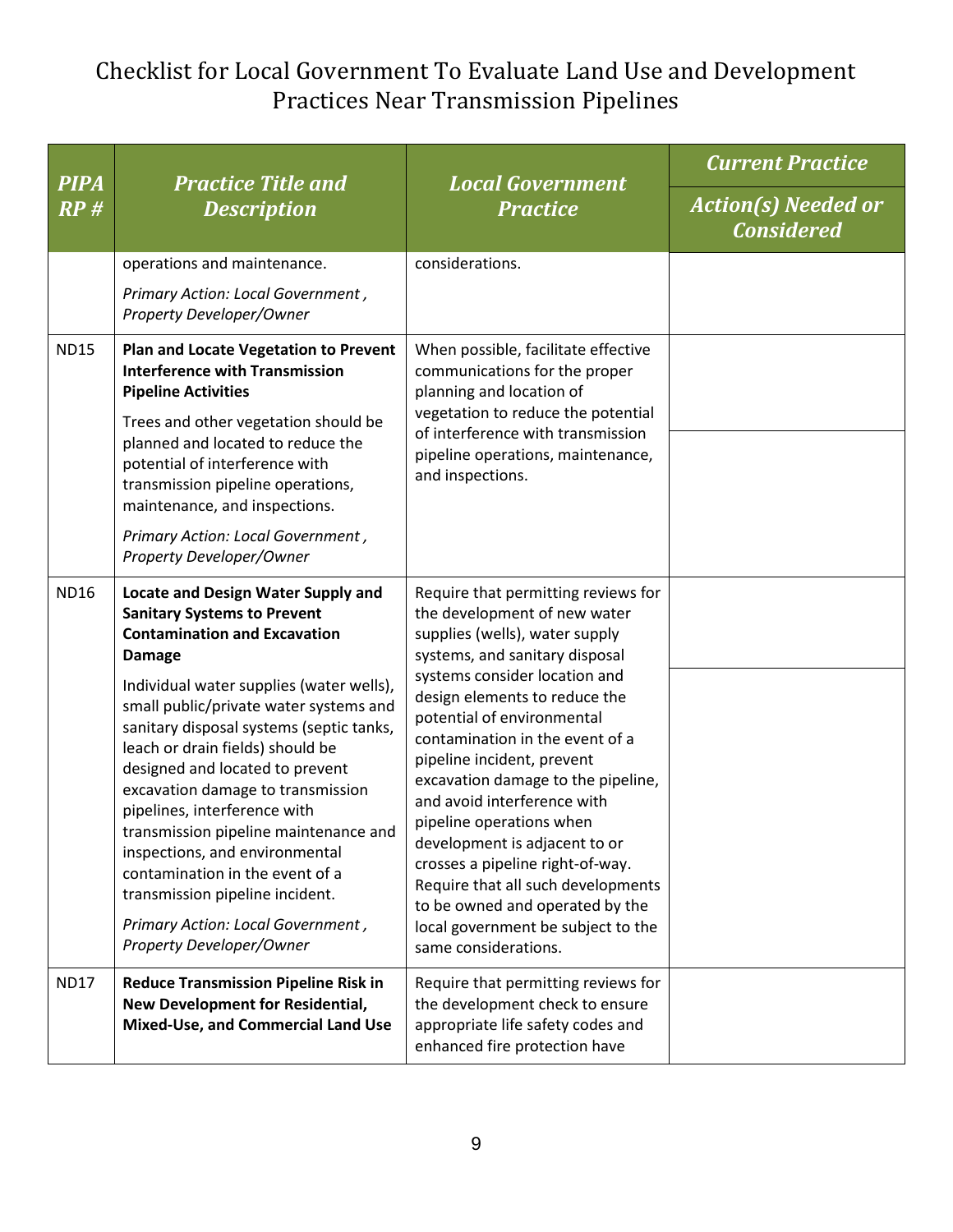# Checklist for Local Government To Evaluate Land Use and Development Practices Near Transmission Pipelines

| PIPA RP # | Practice Title and Description | Local Government Practice | Current Practice / Action(s) Needed or Considered |
|---|---|---|---|
| | operations and maintenance.<br><br>*Primary Action: Local Government , Property Developer/Owner* | considerations. | |
| ND15 | **Plan and Locate Vegetation to Prevent Interference with Transmission Pipeline Activities**<br><br>Trees and other vegetation should be planned and located to reduce the potential of interference with transmission pipeline operations, maintenance, and inspections.<br><br>*Primary Action: Local Government , Property Developer/Owner* | When possible, facilitate effective communications for the proper planning and location of vegetation to reduce the potential of interference with transmission pipeline operations, maintenance, and inspections. | |
| ND16 | **Locate and Design Water Supply and Sanitary Systems to Prevent Contamination and Excavation Damage**<br><br>Individual water supplies (water wells), small public/private water systems and sanitary disposal systems (septic tanks, leach or drain fields) should be designed and located to prevent excavation damage to transmission pipelines, interference with transmission pipeline maintenance and inspections, and environmental contamination in the event of a transmission pipeline incident.<br><br>*Primary Action: Local Government , Property Developer/Owner* | Require that permitting reviews for the development of new water supplies (wells), water supply systems, and sanitary disposal systems consider location and design elements to reduce the potential of environmental contamination in the event of a pipeline incident, prevent excavation damage to the pipeline, and avoid interference with pipeline operations when development is adjacent to or crosses a pipeline right-of-way. Require that all such developments to be owned and operated by the local government be subject to the same considerations. | |
| ND17 | **Reduce Transmission Pipeline Risk in New Development for Residential, Mixed-Use, and Commercial Land Use** | Require that permitting reviews for the development check to ensure appropriate life safety codes and enhanced fire protection have | |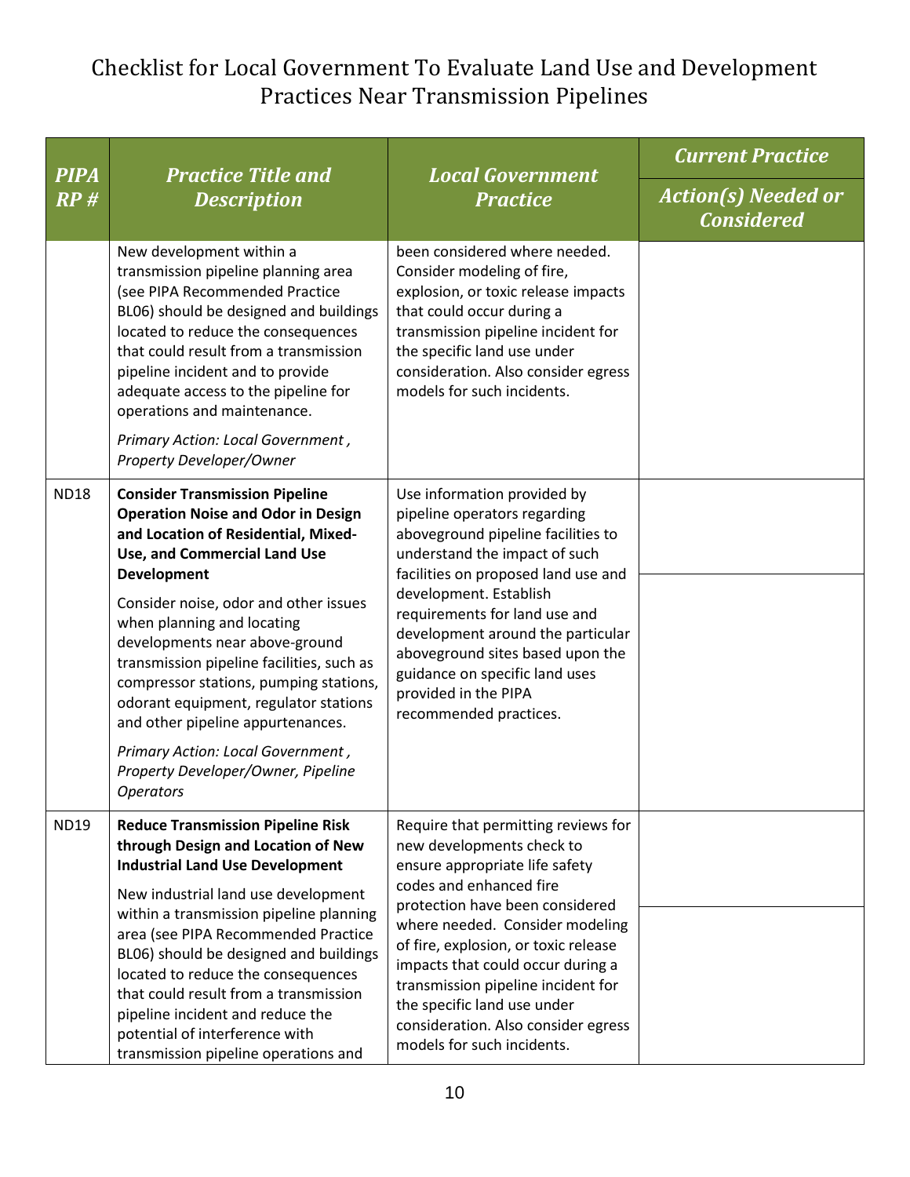# Checklist for Local Government To Evaluate Land Use and Development Practices Near Transmission Pipelines

| *PIPA RP #* | *Practice Title and Description* | *Local Government Practice* | *Current Practice* / *Action(s) Needed or Considered* |
|---|---|---|---|
| | New development within a transmission pipeline planning area (see PIPA Recommended Practice BL06) should be designed and buildings located to reduce the consequences that could result from a transmission pipeline incident and to provide adequate access to the pipeline for operations and maintenance.<br><br>*Primary Action: Local Government , Property Developer/Owner* | been considered where needed. Consider modeling of fire, explosion, or toxic release impacts that could occur during a transmission pipeline incident for the specific land use under consideration. Also consider egress models for such incidents. | |
| ND18 | **Consider Transmission Pipeline Operation Noise and Odor in Design and Location of Residential, Mixed-Use, and Commercial Land Use Development**<br><br>Consider noise, odor and other issues when planning and locating developments near above-ground transmission pipeline facilities, such as compressor stations, pumping stations, odorant equipment, regulator stations and other pipeline appurtenances.<br><br>*Primary Action: Local Government , Property Developer/Owner, Pipeline Operators* | Use information provided by pipeline operators regarding aboveground pipeline facilities to understand the impact of such facilities on proposed land use and development. Establish requirements for land use and development around the particular aboveground sites based upon the guidance on specific land uses provided in the PIPA recommended practices. | |
| ND19 | **Reduce Transmission Pipeline Risk through Design and Location of New Industrial Land Use Development**<br><br>New industrial land use development within a transmission pipeline planning area (see PIPA Recommended Practice BL06) should be designed and buildings located to reduce the consequences that could result from a transmission pipeline incident and reduce the potential of interference with transmission pipeline operations and | Require that permitting reviews for new developments check to ensure appropriate life safety codes and enhanced fire protection have been considered where needed. Consider modeling of fire, explosion, or toxic release impacts that could occur during a transmission pipeline incident for the specific land use under consideration. Also consider egress models for such incidents. | |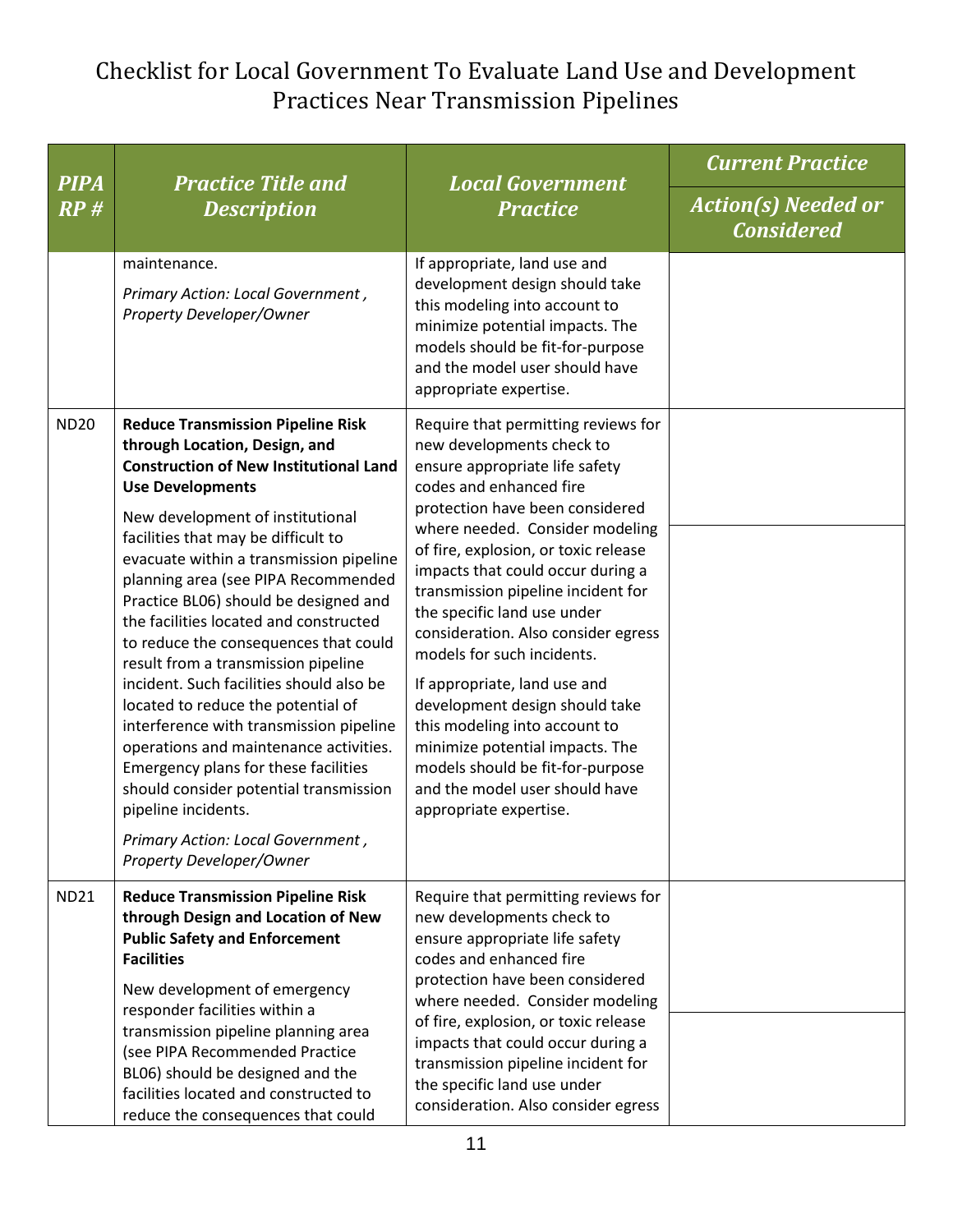# Checklist for Local Government To Evaluate Land Use and Development Practices Near Transmission Pipelines

| PIPA RP # | Practice Title and Description | Local Government Practice | Current Practice / Action(s) Needed or Considered |
|---|---|---|---|
| | maintenance. *Primary Action: Local Government , Property Developer/Owner* | If appropriate, land use and development design should take this modeling into account to minimize potential impacts. The models should be fit-for-purpose and the model user should have appropriate expertise. | |
| ND20 | **Reduce Transmission Pipeline Risk through Location, Design, and Construction of New Institutional Land Use Developments** New development of institutional facilities that may be difficult to evacuate within a transmission pipeline planning area (see PIPA Recommended Practice BL06) should be designed and the facilities located and constructed to reduce the consequences that could result from a transmission pipeline incident. Such facilities should also be located to reduce the potential of interference with transmission pipeline operations and maintenance activities. Emergency plans for these facilities should consider potential transmission pipeline incidents. *Primary Action: Local Government , Property Developer/Owner* | Require that permitting reviews for new developments check to ensure appropriate life safety codes and enhanced fire protection have been considered where needed. Consider modeling of fire, explosion, or toxic release impacts that could occur during a transmission pipeline incident for the specific land use under consideration. Also consider egress models for such incidents. If appropriate, land use and development design should take this modeling into account to minimize potential impacts. The models should be fit-for-purpose and the model user should have appropriate expertise. | |
| ND21 | **Reduce Transmission Pipeline Risk through Design and Location of New Public Safety and Enforcement Facilities** New development of emergency responder facilities within a transmission pipeline planning area (see PIPA Recommended Practice BL06) should be designed and the facilities located and constructed to reduce the consequences that could | Require that permitting reviews for new developments check to ensure appropriate life safety codes and enhanced fire protection have been considered where needed. Consider modeling of fire, explosion, or toxic release impacts that could occur during a transmission pipeline incident for the specific land use under consideration. Also consider egress | |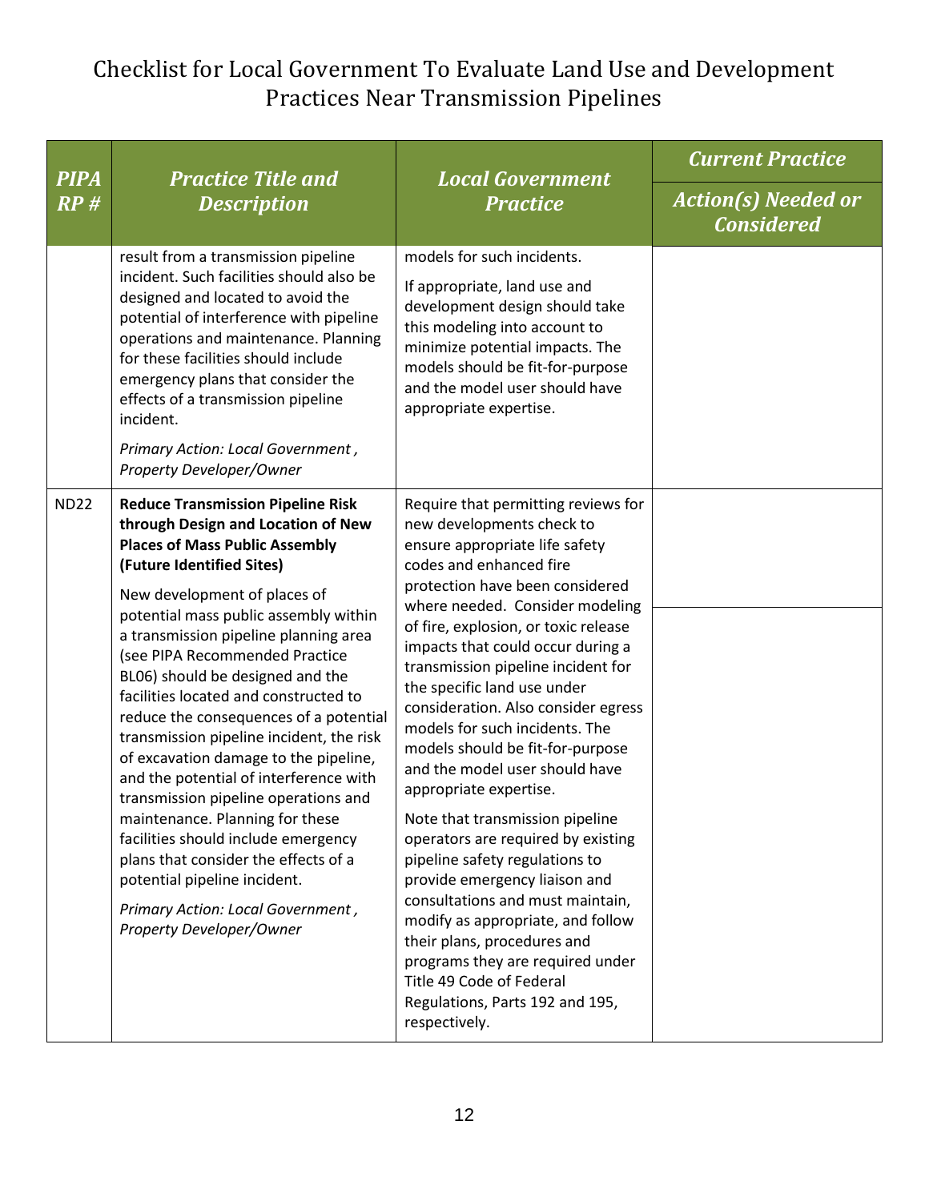# Checklist for Local Government To Evaluate Land Use and Development Practices Near Transmission Pipelines

| PIPA RP # | Practice Title and Description | Local Government Practice | Current Practice / Action(s) Needed or Considered |
|---|---|---|---|
| | result from a transmission pipeline incident. Such facilities should also be designed and located to avoid the potential of interference with pipeline operations and maintenance. Planning for these facilities should include emergency plans that consider the effects of a transmission pipeline incident.<br><br>*Primary Action: Local Government , Property Developer/Owner* | models for such incidents.<br><br>If appropriate, land use and development design should take this modeling into account to minimize potential impacts. The models should be fit-for-purpose and the model user should have appropriate expertise. | |
| ND22 | **Reduce Transmission Pipeline Risk through Design and Location of New Places of Mass Public Assembly (Future Identified Sites)**<br><br>New development of places of potential mass public assembly within a transmission pipeline planning area (see PIPA Recommended Practice BL06) should be designed and the facilities located and constructed to reduce the consequences of a potential transmission pipeline incident, the risk of excavation damage to the pipeline, and the potential of interference with transmission pipeline operations and maintenance. Planning for these facilities should include emergency plans that consider the effects of a potential pipeline incident.<br><br>*Primary Action: Local Government , Property Developer/Owner* | Require that permitting reviews for new developments check to ensure appropriate life safety codes and enhanced fire protection have been considered where needed. Consider modeling of fire, explosion, or toxic release impacts that could occur during a transmission pipeline incident for the specific land use under consideration. Also consider egress models for such incidents. The models should be fit-for-purpose and the model user should have appropriate expertise.<br><br>Note that transmission pipeline operators are required by existing pipeline safety regulations to provide emergency liaison and consultations and must maintain, modify as appropriate, and follow their plans, procedures and programs they are required under Title 49 Code of Federal Regulations, Parts 192 and 195, respectively. | |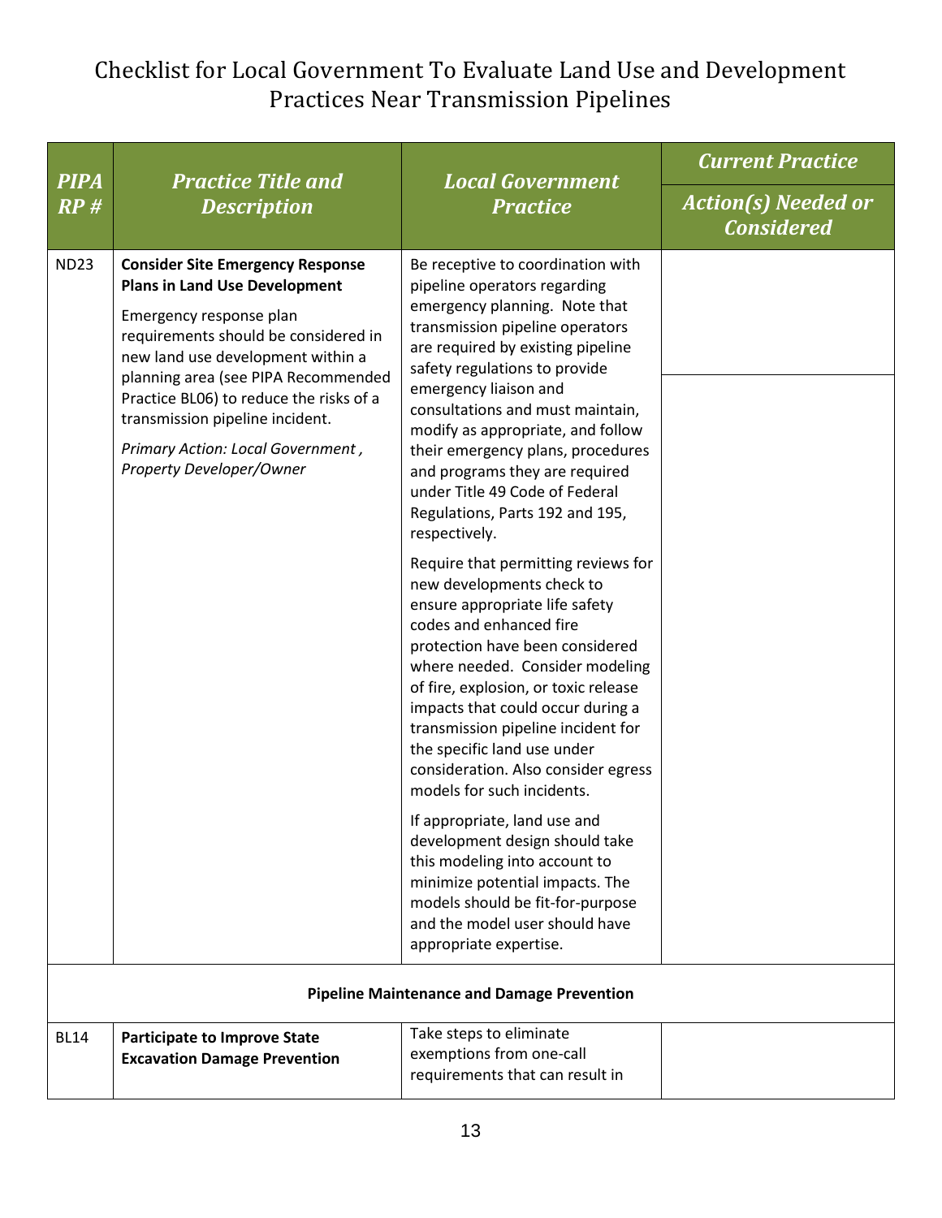# Checklist for Local Government To Evaluate Land Use and Development Practices Near Transmission Pipelines

| *PIPA RP #* | *Practice Title and Description* | *Local Government Practice* | *Current Practice* / *Action(s) Needed or Considered* |
|---|---|---|---|
| ND23 | **Consider Site Emergency Response Plans in Land Use Development**<br><br>Emergency response plan requirements should be considered in new land use development within a planning area (see PIPA Recommended Practice BL06) to reduce the risks of a transmission pipeline incident.<br><br>*Primary Action: Local Government , Property Developer/Owner* | Be receptive to coordination with pipeline operators regarding emergency planning. Note that transmission pipeline operators are required by existing pipeline safety regulations to provide emergency liaison and consultations and must maintain, modify as appropriate, and follow their emergency plans, procedures and programs they are required under Title 49 Code of Federal Regulations, Parts 192 and 195, respectively.<br><br>Require that permitting reviews for new developments check to ensure appropriate life safety codes and enhanced fire protection have been considered where needed. Consider modeling of fire, explosion, or toxic release impacts that could occur during a transmission pipeline incident for the specific land use under consideration. Also consider egress models for such incidents.<br><br>If appropriate, land use and development design should take this modeling into account to minimize potential impacts. The models should be fit-for-purpose and the model user should have appropriate expertise. | |
| | **Pipeline Maintenance and Damage Prevention** | | |
| BL14 | **Participate to Improve State Excavation Damage Prevention** | Take steps to eliminate exemptions from one-call requirements that can result in | |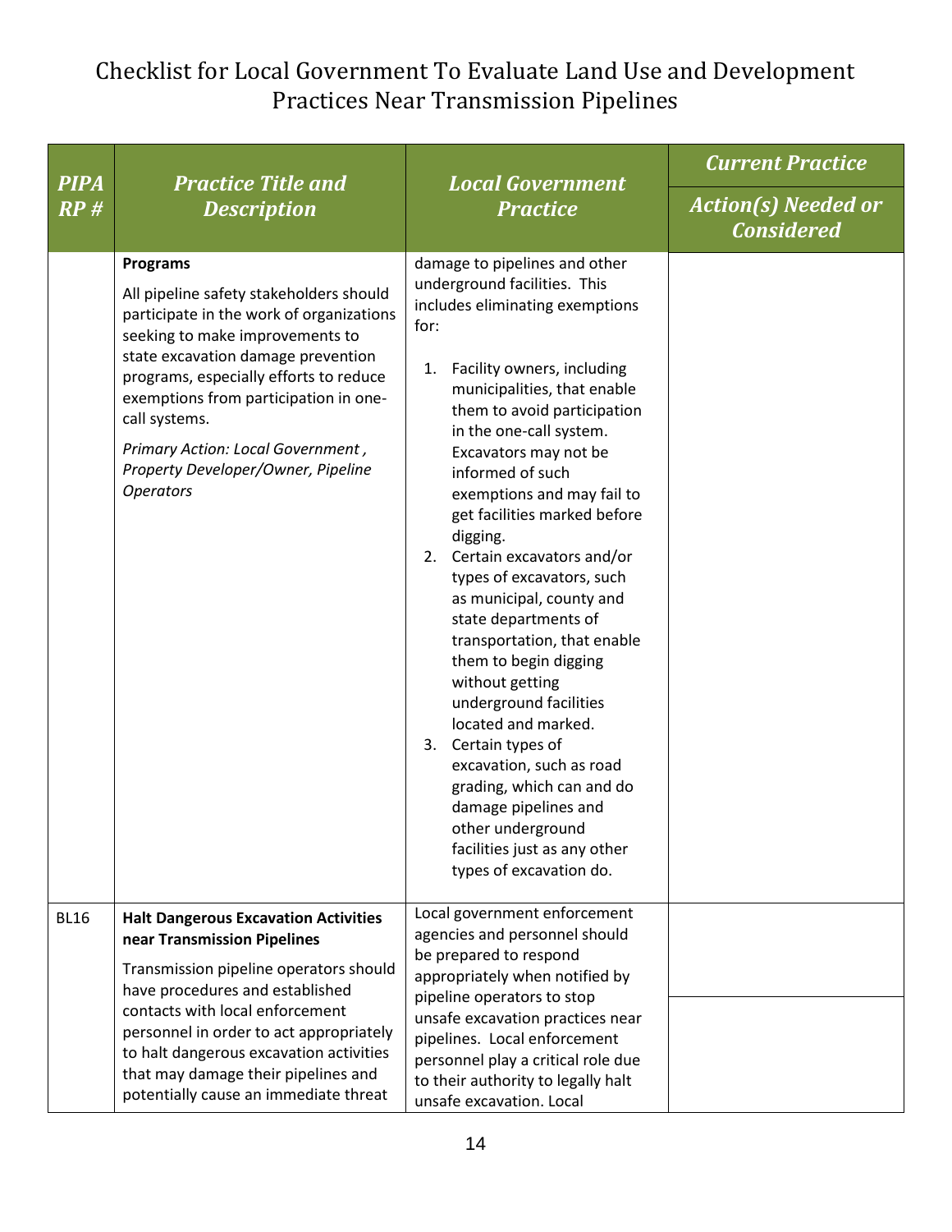# Checklist for Local Government To Evaluate Land Use and Development Practices Near Transmission Pipelines

| *PIPA RP #* | *Practice Title and Description* | *Local Government Practice* | *Current Practice* |
|---|---|---|---|
| | | | *Action(s) Needed or Considered* |
| | **Programs**<br><br>All pipeline safety stakeholders should participate in the work of organizations seeking to make improvements to state excavation damage prevention programs, especially efforts to reduce exemptions from participation in one-call systems.<br><br>*Primary Action: Local Government , Property Developer/Owner, Pipeline Operators* | damage to pipelines and other underground facilities. This includes eliminating exemptions for:<br><br>1. Facility owners, including municipalities, that enable them to avoid participation in the one-call system. Excavators may not be informed of such exemptions and may fail to get facilities marked before digging.<br>2. Certain excavators and/or types of excavators, such as municipal, county and state departments of transportation, that enable them to begin digging without getting underground facilities located and marked.<br>3. Certain types of excavation, such as road grading, which can and do damage pipelines and other underground facilities just as any other types of excavation do. | |
| BL16 | **Halt Dangerous Excavation Activities near Transmission Pipelines**<br><br>Transmission pipeline operators should have procedures and established contacts with local enforcement personnel in order to act appropriately to halt dangerous excavation activities that may damage their pipelines and potentially cause an immediate threat | Local government enforcement agencies and personnel should be prepared to respond appropriately when notified by pipeline operators to stop unsafe excavation practices near pipelines. Local enforcement personnel play a critical role due to their authority to legally halt unsafe excavation. Local | |
| | | | |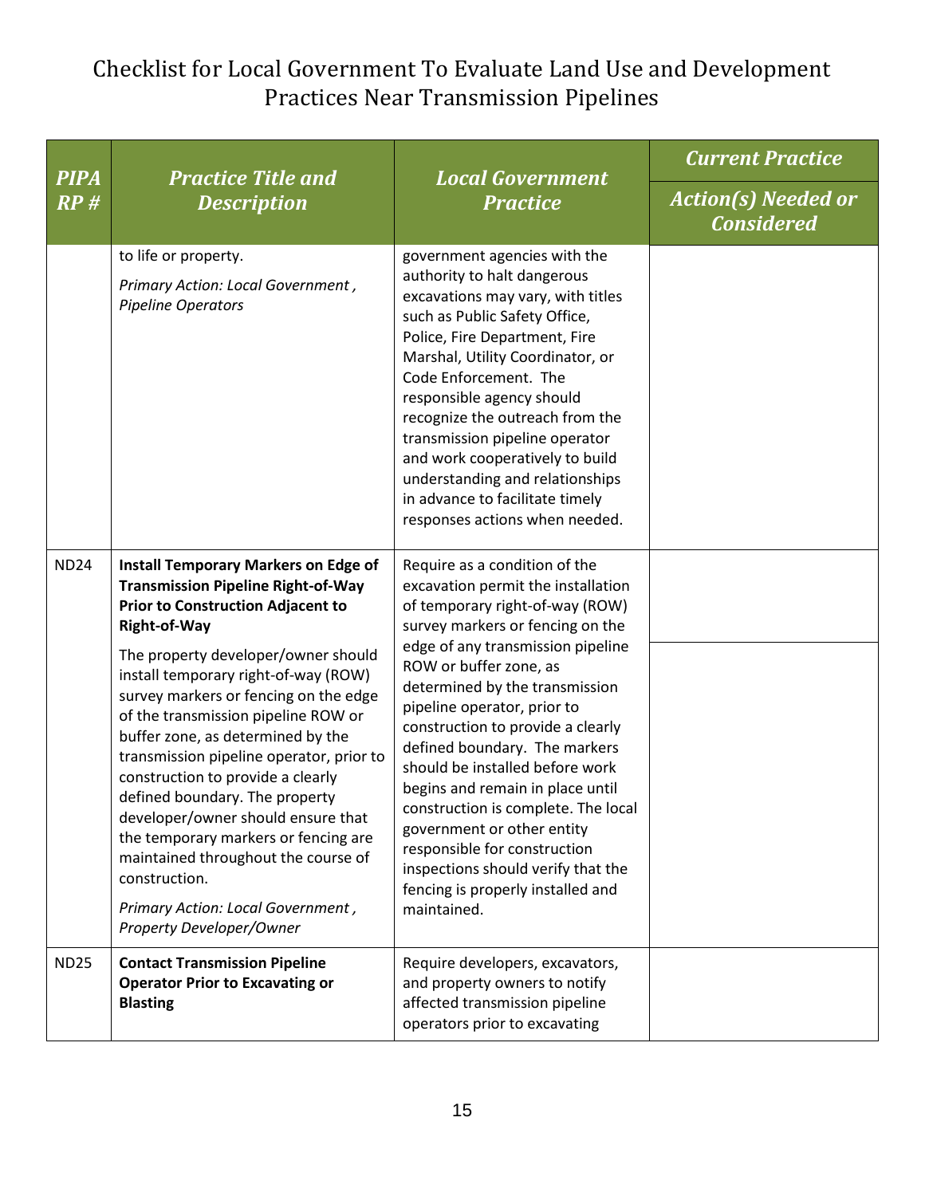# Checklist for Local Government To Evaluate Land Use and Development Practices Near Transmission Pipelines

| PIPA RP # | Practice Title and Description | Local Government Practice | Current Practice / Action(s) Needed or Considered |
|---|---|---|---|
| | to life or property.<br>*Primary Action: Local Government , Pipeline Operators* | government agencies with the authority to halt dangerous excavations may vary, with titles such as Public Safety Office, Police, Fire Department, Fire Marshal, Utility Coordinator, or Code Enforcement. The responsible agency should recognize the outreach from the transmission pipeline operator and work cooperatively to build understanding and relationships in advance to facilitate timely responses actions when needed. | |
| ND24 | **Install Temporary Markers on Edge of Transmission Pipeline Right-of-Way Prior to Construction Adjacent to Right-of-Way**<br>The property developer/owner should install temporary right-of-way (ROW) survey markers or fencing on the edge of the transmission pipeline ROW or buffer zone, as determined by the transmission pipeline operator, prior to construction to provide a clearly defined boundary. The property developer/owner should ensure that the temporary markers or fencing are maintained throughout the course of construction.<br>*Primary Action: Local Government , Property Developer/Owner* | Require as a condition of the excavation permit the installation of temporary right-of-way (ROW) survey markers or fencing on the edge of any transmission pipeline ROW or buffer zone, as determined by the transmission pipeline operator, prior to construction to provide a clearly defined boundary. The markers should be installed before work begins and remain in place until construction is complete. The local government or other entity responsible for construction inspections should verify that the fencing is properly installed and maintained. | |
| ND25 | **Contact Transmission Pipeline Operator Prior to Excavating or Blasting** | Require developers, excavators, and property owners to notify affected transmission pipeline operators prior to excavating | |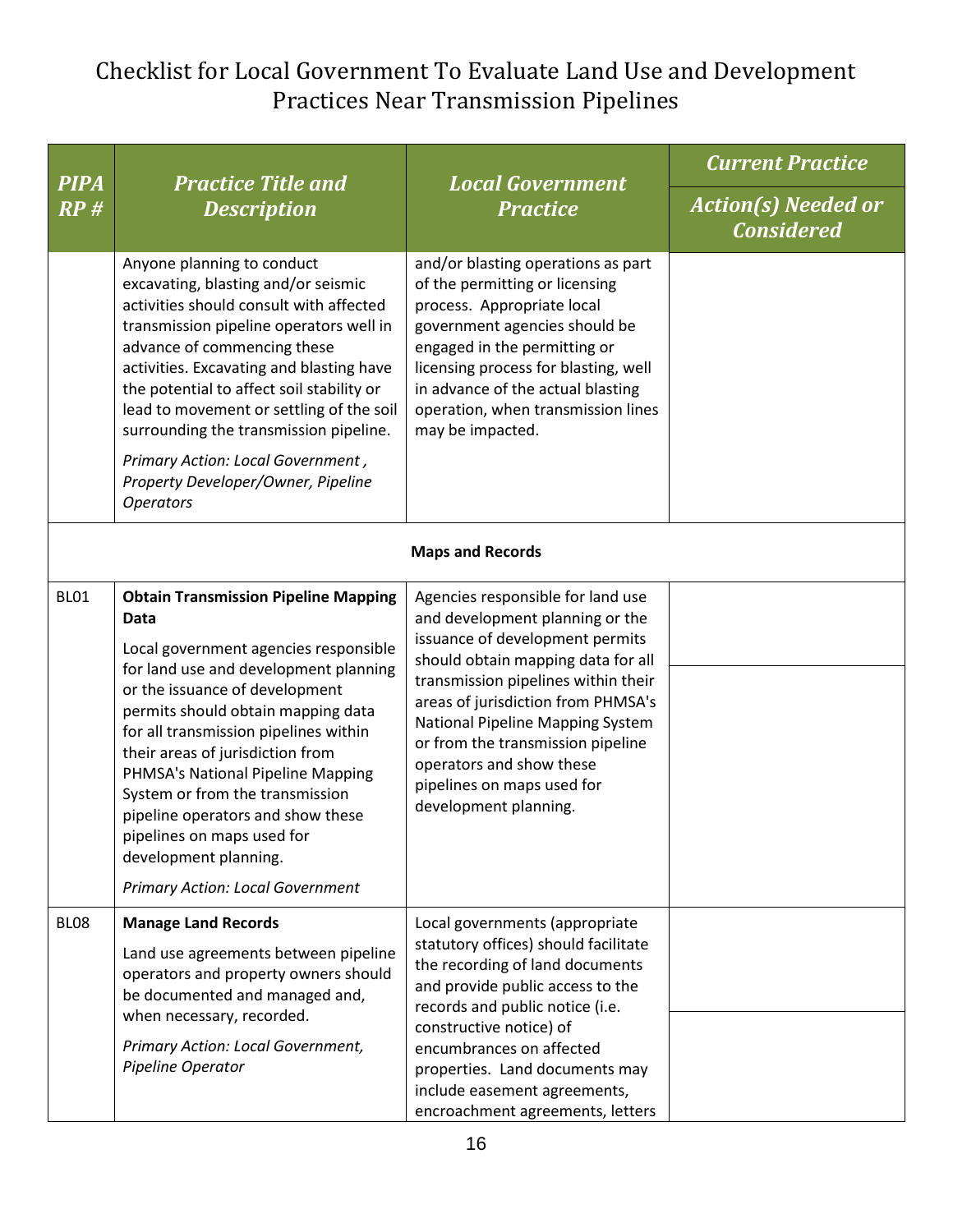# Checklist for Local Government To Evaluate Land Use and Development Practices Near Transmission Pipelines

| PIPA RP # | Practice Title and Description | Local Government Practice | Current Practice / Action(s) Needed or Considered |
|---|---|---|---|
| | Anyone planning to conduct excavating, blasting and/or seismic activities should consult with affected transmission pipeline operators well in advance of commencing these activities. Excavating and blasting have the potential to affect soil stability or lead to movement or settling of the soil surrounding the transmission pipeline. *Primary Action: Local Government , Property Developer/Owner, Pipeline Operators* | and/or blasting operations as part of the permitting or licensing process. Appropriate local government agencies should be engaged in the permitting or licensing process for blasting, well in advance of the actual blasting operation, when transmission lines may be impacted. | |
| | **Maps and Records** | | |
| BL01 | **Obtain Transmission Pipeline Mapping Data** Local government agencies responsible for land use and development planning or the issuance of development permits should obtain mapping data for all transmission pipelines within their areas of jurisdiction from PHMSA's National Pipeline Mapping System or from the transmission pipeline operators and show these pipelines on maps used for development planning. *Primary Action: Local Government* | Agencies responsible for land use and development planning or the issuance of development permits should obtain mapping data for all transmission pipelines within their areas of jurisdiction from PHMSA's National Pipeline Mapping System or from the transmission pipeline operators and show these pipelines on maps used for development planning. | |
| BL08 | **Manage Land Records** Land use agreements between pipeline operators and property owners should be documented and managed and, when necessary, recorded. *Primary Action: Local Government, Pipeline Operator* | Local governments (appropriate statutory offices) should facilitate the recording of land documents and provide public access to the records and public notice (i.e. constructive notice) of encumbrances on affected properties. Land documents may include easement agreements, encroachment agreements, letters | |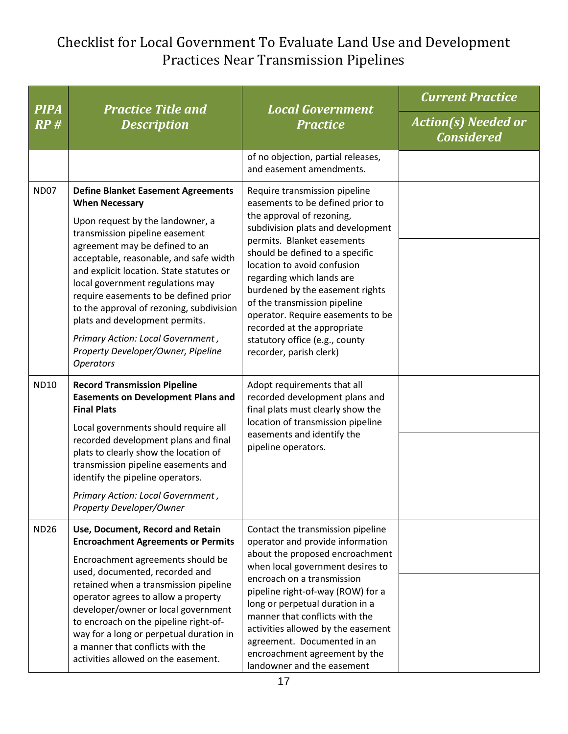# Checklist for Local Government To Evaluate Land Use and Development Practices Near Transmission Pipelines

| PIPA RP # | Practice Title and Description | Local Government Practice | Current Practice / Action(s) Needed or Considered |
|---|---|---|---|
| | | of no objection, partial releases, and easement amendments. | |
| ND07 | **Define Blanket Easement Agreements When Necessary** Upon request by the landowner, a transmission pipeline easement agreement may be defined to an acceptable, reasonable, and safe width and explicit location. State statutes or local government regulations may require easements to be defined prior to the approval of rezoning, subdivision plats and development permits. *Primary Action: Local Government , Property Developer/Owner, Pipeline Operators* | Require transmission pipeline easements to be defined prior to the approval of rezoning, subdivision plats and development permits. Blanket easements should be defined to a specific location to avoid confusion regarding which lands are burdened by the easement rights of the transmission pipeline operator. Require easements to be recorded at the appropriate statutory office (e.g., county recorder, parish clerk) | |
| ND10 | **Record Transmission Pipeline Easements on Development Plans and Final Plats** Local governments should require all recorded development plans and final plats to clearly show the location of transmission pipeline easements and identify the pipeline operators. *Primary Action: Local Government , Property Developer/Owner* | Adopt requirements that all recorded development plans and final plats must clearly show the location of transmission pipeline easements and identify the pipeline operators. | |
| ND26 | **Use, Document, Record and Retain Encroachment Agreements or Permits** Encroachment agreements should be used, documented, recorded and retained when a transmission pipeline operator agrees to allow a property developer/owner or local government to encroach on the pipeline right-of-way for a long or perpetual duration in a manner that conflicts with the activities allowed on the easement. | Contact the transmission pipeline operator and provide information about the proposed encroachment when local government desires to encroach on a transmission pipeline right-of-way (ROW) for a long or perpetual duration in a manner that conflicts with the activities allowed by the easement agreement. Documented in an encroachment agreement by the landowner and the easement | |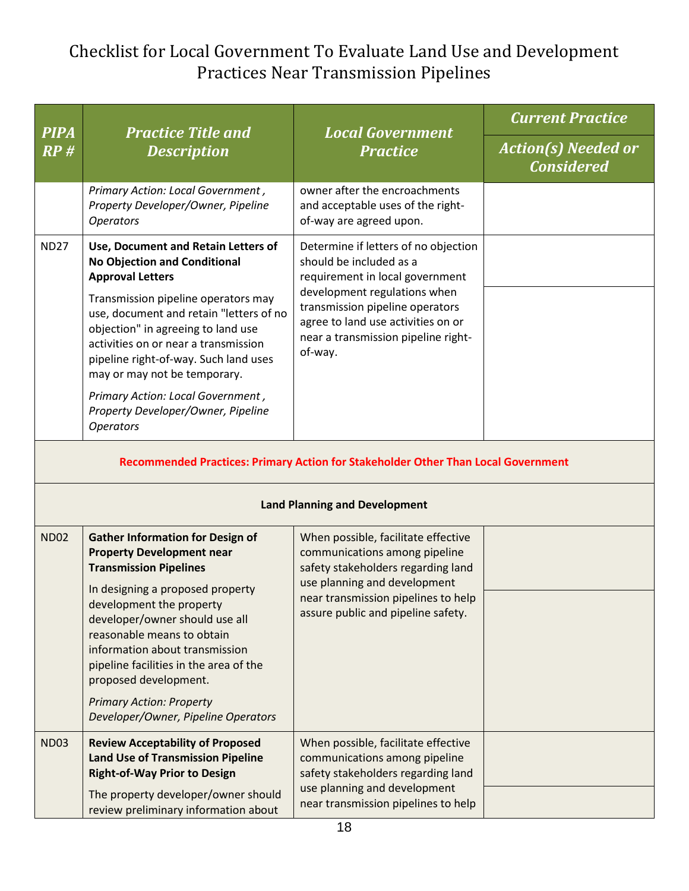# Checklist for Local Government To Evaluate Land Use and Development Practices Near Transmission Pipelines

| PIPA RP # | Practice Title and Description | Local Government Practice | Current Practice / Action(s) Needed or Considered |
|---|---|---|---|
| | *Primary Action: Local Government , Property Developer/Owner, Pipeline Operators* | owner after the encroachments and acceptable uses of the right-of-way are agreed upon. | |
| ND27 | **Use, Document and Retain Letters of No Objection and Conditional Approval Letters**<br>Transmission pipeline operators may use, document and retain "letters of no objection" in agreeing to land use activities on or near a transmission pipeline right-of-way. Such land uses may or may not be temporary.<br>*Primary Action: Local Government , Property Developer/Owner, Pipeline Operators* | Determine if letters of no objection should be included as a requirement in local government development regulations when transmission pipeline operators agree to land use activities on or near a transmission pipeline right-of-way. | |
| **Recommended Practices: Primary Action for Stakeholder Other Than Local Government** | | | |
| **Land Planning and Development** | | | |
| ND02 | **Gather Information for Design of Property Development near Transmission Pipelines**<br>In designing a proposed property development the property developer/owner should use all reasonable means to obtain information about transmission pipeline facilities in the area of the proposed development.<br>*Primary Action: Property Developer/Owner, Pipeline Operators* | When possible, facilitate effective communications among pipeline safety stakeholders regarding land use planning and development near transmission pipelines to help assure public and pipeline safety. | |
| ND03 | **Review Acceptability of Proposed Land Use of Transmission Pipeline Right-of-Way Prior to Design**<br>The property developer/owner should review preliminary information about | When possible, facilitate effective communications among pipeline safety stakeholders regarding land use planning and development near transmission pipelines to help | |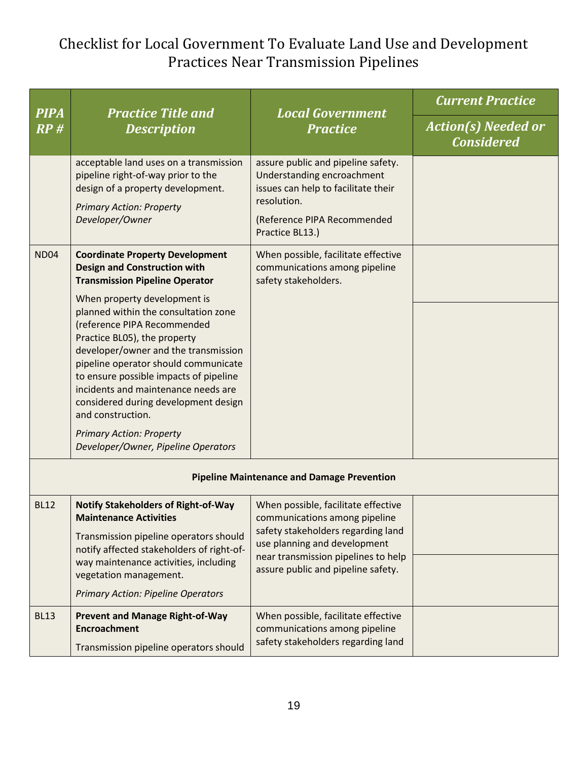# Checklist for Local Government To Evaluate Land Use and Development Practices Near Transmission Pipelines

| PIPA RP # | Practice Title and Description | Local Government Practice | Current Practice / Action(s) Needed or Considered |
|---|---|---|---|
| | acceptable land uses on a transmission pipeline right-of-way prior to the design of a property development. *Primary Action: Property Developer/Owner* | assure public and pipeline safety. Understanding encroachment issues can help to facilitate their resolution. (Reference PIPA Recommended Practice BL13.) | |
| ND04 | **Coordinate Property Development Design and Construction with Transmission Pipeline Operator** When property development is planned within the consultation zone (reference PIPA Recommended Practice BL05), the property developer/owner and the transmission pipeline operator should communicate to ensure possible impacts of pipeline incidents and maintenance needs are considered during development design and construction. *Primary Action: Property Developer/Owner, Pipeline Operators* | When possible, facilitate effective communications among pipeline safety stakeholders. | |
| | **Pipeline Maintenance and Damage Prevention** | | |
| BL12 | **Notify Stakeholders of Right-of-Way Maintenance Activities** Transmission pipeline operators should notify affected stakeholders of right-of-way maintenance activities, including vegetation management. *Primary Action: Pipeline Operators* | When possible, facilitate effective communications among pipeline safety stakeholders regarding land use planning and development near transmission pipelines to help assure public and pipeline safety. | |
| BL13 | **Prevent and Manage Right-of-Way Encroachment** Transmission pipeline operators should | When possible, facilitate effective communications among pipeline safety stakeholders regarding land | |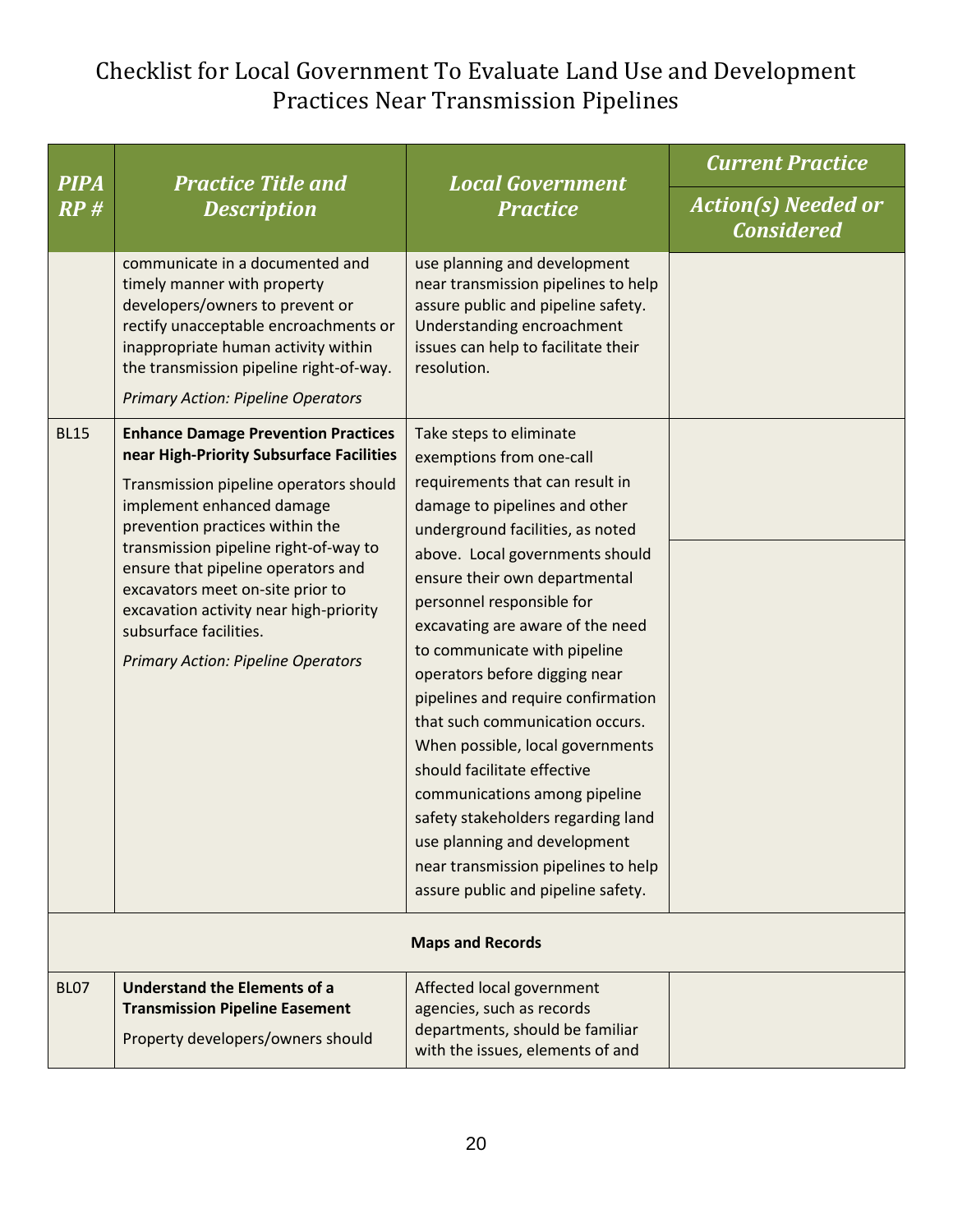# Checklist for Local Government To Evaluate Land Use and Development Practices Near Transmission Pipelines

| *PIPA RP #* | *Practice Title and Description* | *Local Government Practice* | *Current Practice* / *Action(s) Needed or Considered* |
|---|---|---|---|
| | communicate in a documented and timely manner with property developers/owners to prevent or rectify unacceptable encroachments or inappropriate human activity within the transmission pipeline right-of-way. *Primary Action: Pipeline Operators* | use planning and development near transmission pipelines to help assure public and pipeline safety. Understanding encroachment issues can help to facilitate their resolution. | |
| BL15 | **Enhance Damage Prevention Practices near High-Priority Subsurface Facilities** Transmission pipeline operators should implement enhanced damage prevention practices within the transmission pipeline right-of-way to ensure that pipeline operators and excavators meet on-site prior to excavation activity near high-priority subsurface facilities. *Primary Action: Pipeline Operators* | Take steps to eliminate exemptions from one-call requirements that can result in damage to pipelines and other underground facilities, as noted above. Local governments should ensure their own departmental personnel responsible for excavating are aware of the need to communicate with pipeline operators before digging near pipelines and require confirmation that such communication occurs. When possible, local governments should facilitate effective communications among pipeline safety stakeholders regarding land use planning and development near transmission pipelines to help assure public and pipeline safety. | |
| | **Maps and Records** | | |
| BL07 | **Understand the Elements of a Transmission Pipeline Easement** Property developers/owners should | Affected local government agencies, such as records departments, should be familiar with the issues, elements of and | |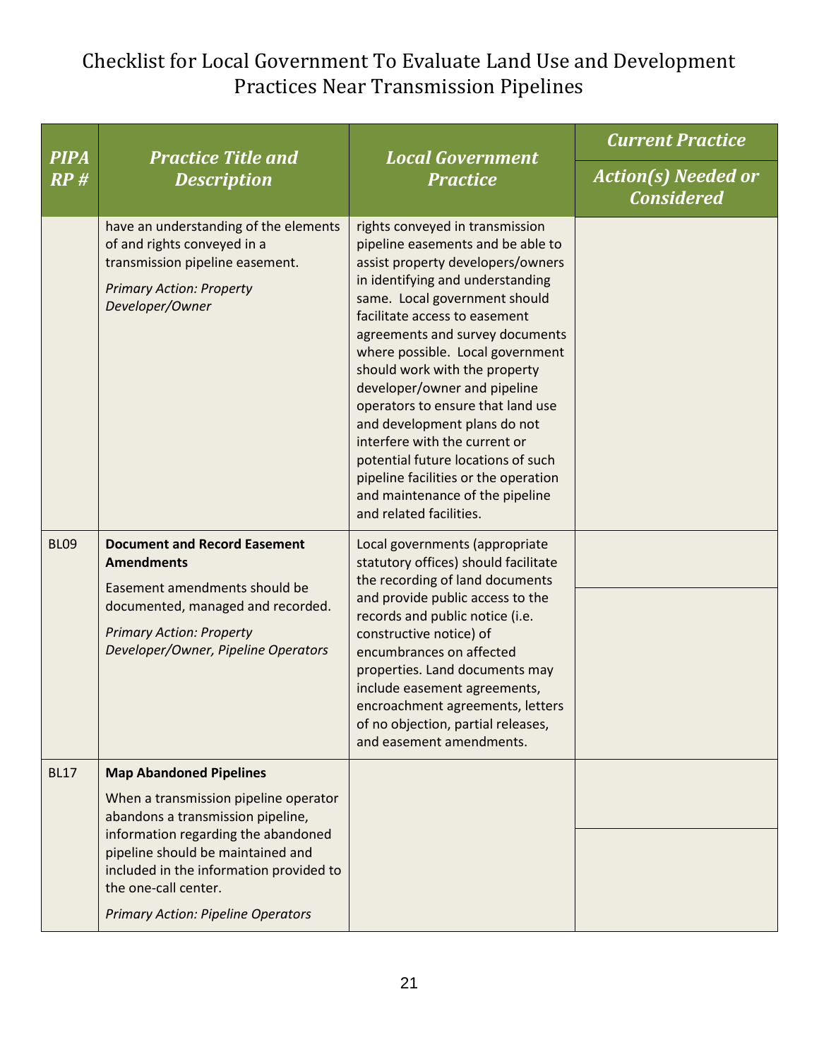# Checklist for Local Government To Evaluate Land Use and Development Practices Near Transmission Pipelines

| PIPA RP # | Practice Title and Description | Local Government Practice | Current Practice / Action(s) Needed or Considered |
|---|---|---|---|
| | have an understanding of the elements of and rights conveyed in a transmission pipeline easement. *Primary Action: Property Developer/Owner* | rights conveyed in transmission pipeline easements and be able to assist property developers/owners in identifying and understanding same. Local government should facilitate access to easement agreements and survey documents where possible. Local government should work with the property developer/owner and pipeline operators to ensure that land use and development plans do not interfere with the current or potential future locations of such pipeline facilities or the operation and maintenance of the pipeline and related facilities. | |
| BL09 | **Document and Record Easement Amendments** Easement amendments should be documented, managed and recorded. *Primary Action: Property Developer/Owner, Pipeline Operators* | Local governments (appropriate statutory offices) should facilitate the recording of land documents and provide public access to the records and public notice (i.e. constructive notice) of encumbrances on affected properties. Land documents may include easement agreements, encroachment agreements, letters of no objection, partial releases, and easement amendments. | |
| BL17 | **Map Abandoned Pipelines** When a transmission pipeline operator abandons a transmission pipeline, information regarding the abandoned pipeline should be maintained and included in the information provided to the one-call center. *Primary Action: Pipeline Operators* | | |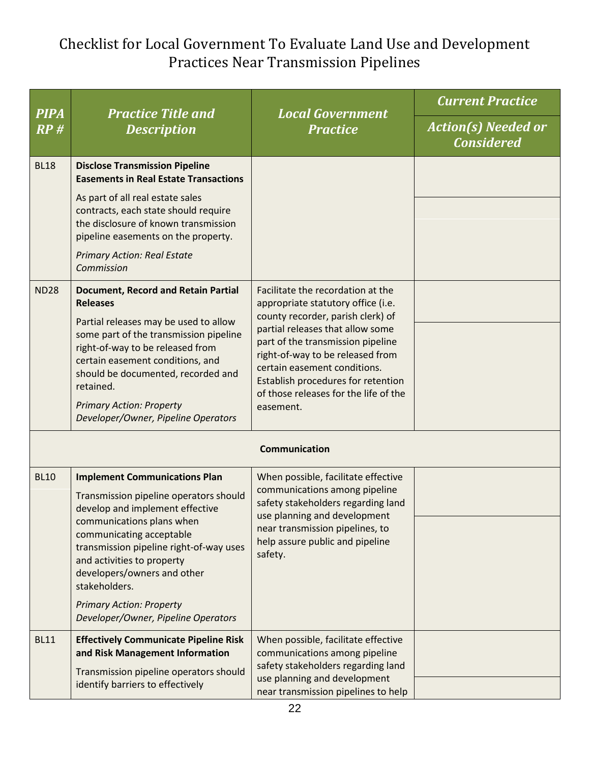# Checklist for Local Government To Evaluate Land Use and Development Practices Near Transmission Pipelines

| PIPA RP # | Practice Title and Description | Local Government Practice | Current Practice / Action(s) Needed or Considered |
|---|---|---|---|
| BL18 | **Disclose Transmission Pipeline Easements in Real Estate Transactions**<br>As part of all real estate sales contracts, each state should require the disclosure of known transmission pipeline easements on the property.<br>*Primary Action: Real Estate Commission* | | |
| ND28 | **Document, Record and Retain Partial Releases**<br>Partial releases may be used to allow some part of the transmission pipeline right-of-way to be released from certain easement conditions, and should be documented, recorded and retained.<br>*Primary Action: Property Developer/Owner, Pipeline Operators* | Facilitate the recordation at the appropriate statutory office (i.e. county recorder, parish clerk) of partial releases that allow some part of the transmission pipeline right-of-way to be released from certain easement conditions. Establish procedures for retention of those releases for the life of the easement. | |
| | **Communication** | | |
| BL10 | **Implement Communications Plan**<br>Transmission pipeline operators should develop and implement effective communications plans when communicating acceptable transmission pipeline right-of-way uses and activities to property developers/owners and other stakeholders.<br>*Primary Action: Property Developer/Owner, Pipeline Operators* | When possible, facilitate effective communications among pipeline safety stakeholders regarding land use planning and development near transmission pipelines, to help assure public and pipeline safety. | |
| BL11 | **Effectively Communicate Pipeline Risk and Risk Management Information**<br>Transmission pipeline operators should identify barriers to effectively | When possible, facilitate effective communications among pipeline safety stakeholders regarding land use planning and development near transmission pipelines to help | |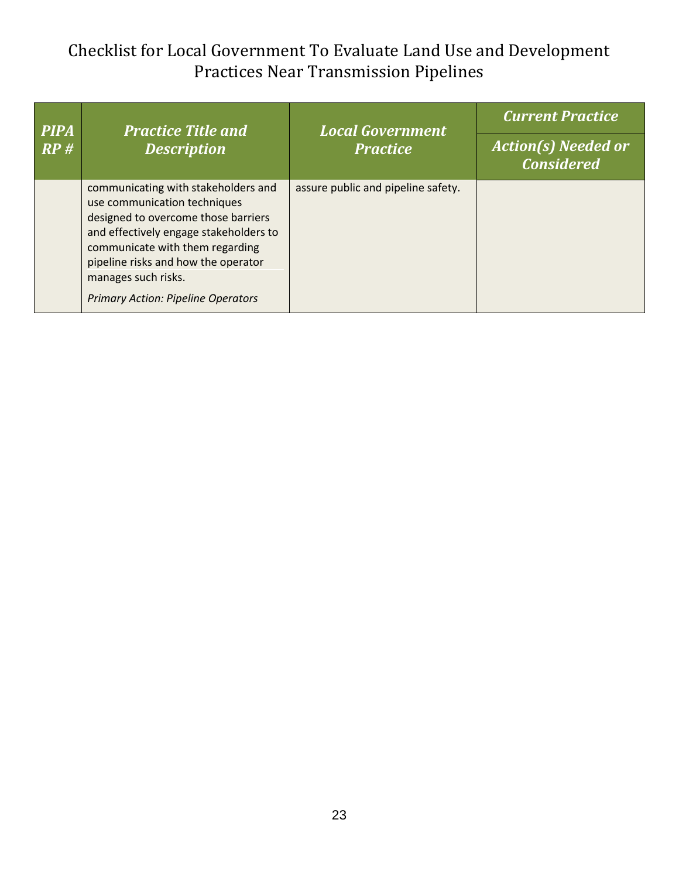# Checklist for Local Government To Evaluate Land Use and Development Practices Near Transmission Pipelines

| PIPA RP # | Practice Title and Description | Local Government Practice | Current Practice |
| --- | --- | --- | --- |
| | | | Action(s) Needed or Considered |
| | communicating with stakeholders and use communication techniques designed to overcome those barriers and effectively engage stakeholders to communicate with them regarding pipeline risks and how the operator manages such risks.<br><br>*Primary Action: Pipeline Operators* | assure public and pipeline safety. | |